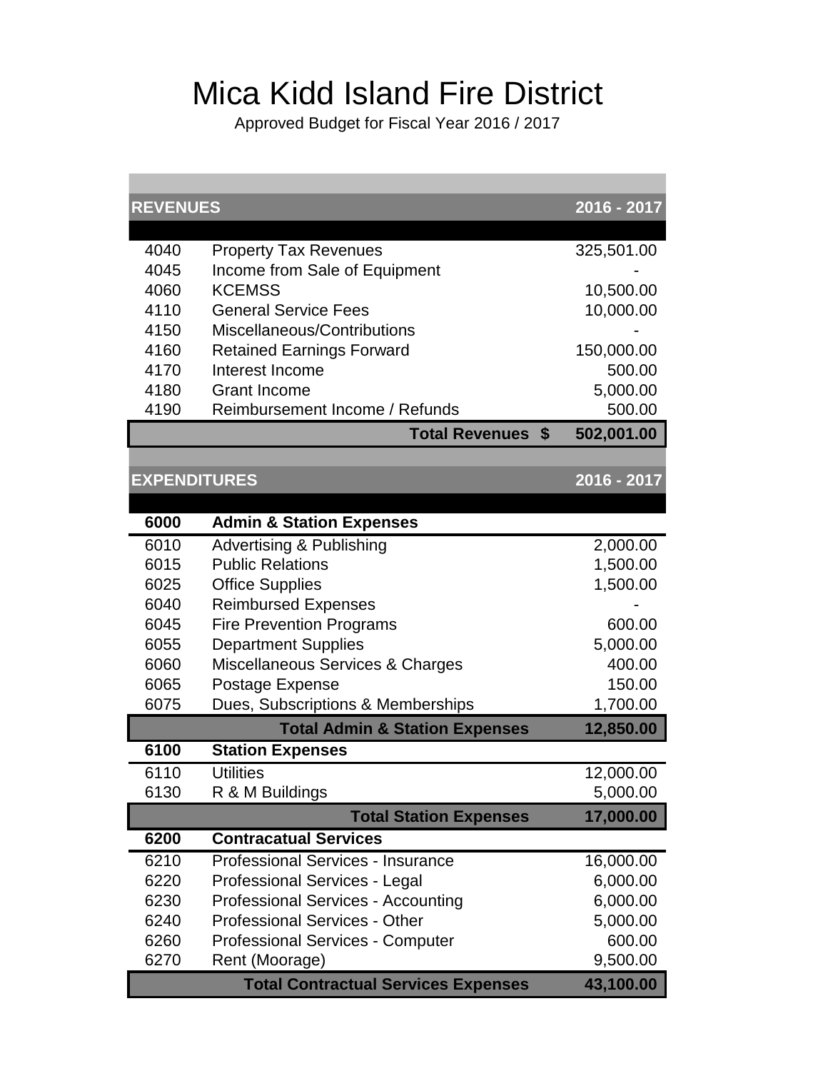# Mica Kidd Island Fire District

Approved Budget for Fiscal Year 2016 / 2017

| REVENUES | | 2016 - 2017 |
|---|---|---|
| 4040 | Property Tax Revenues | 325,501.00 |
| 4045 | Income from Sale of Equipment | - |
| 4060 | KCEMSS | 10,500.00 |
| 4110 | General Service Fees | 10,000.00 |
| 4150 | Miscellaneous/Contributions | - |
| 4160 | Retained Earnings Forward | 150,000.00 |
| 4170 | Interest Income | 500.00 |
| 4180 | Grant Income | 5,000.00 |
| 4190 | Reimbursement Income / Refunds | 500.00 |
| | **Total Revenues $** | **502,001.00** |

| EXPENDITURES | | 2016 - 2017 |
|---|---|---|
| **6000** | **Admin & Station Expenses** | |
| 6010 | Advertising & Publishing | 2,000.00 |
| 6015 | Public Relations | 1,500.00 |
| 6025 | Office Supplies | 1,500.00 |
| 6040 | Reimbursed Expenses | - |
| 6045 | Fire Prevention Programs | 600.00 |
| 6055 | Department Supplies | 5,000.00 |
| 6060 | Miscellaneous Services & Charges | 400.00 |
| 6065 | Postage Expense | 150.00 |
| 6075 | Dues, Subscriptions & Memberships | 1,700.00 |
| | **Total Admin & Station Expenses** | **12,850.00** |
| **6100** | **Station Expenses** | |
| 6110 | Utilities | 12,000.00 |
| 6130 | R & M Buildings | 5,000.00 |
| | **Total Station Expenses** | **17,000.00** |
| **6200** | **Contracatual Services** | |
| 6210 | Professional Services - Insurance | 16,000.00 |
| 6220 | Professional Services - Legal | 6,000.00 |
| 6230 | Professional Services - Accounting | 6,000.00 |
| 6240 | Professional Services - Other | 5,000.00 |
| 6260 | Professional Services - Computer | 600.00 |
| 6270 | Rent (Moorage) | 9,500.00 |
| | **Total Contractual Services Expenses** | **43,100.00** |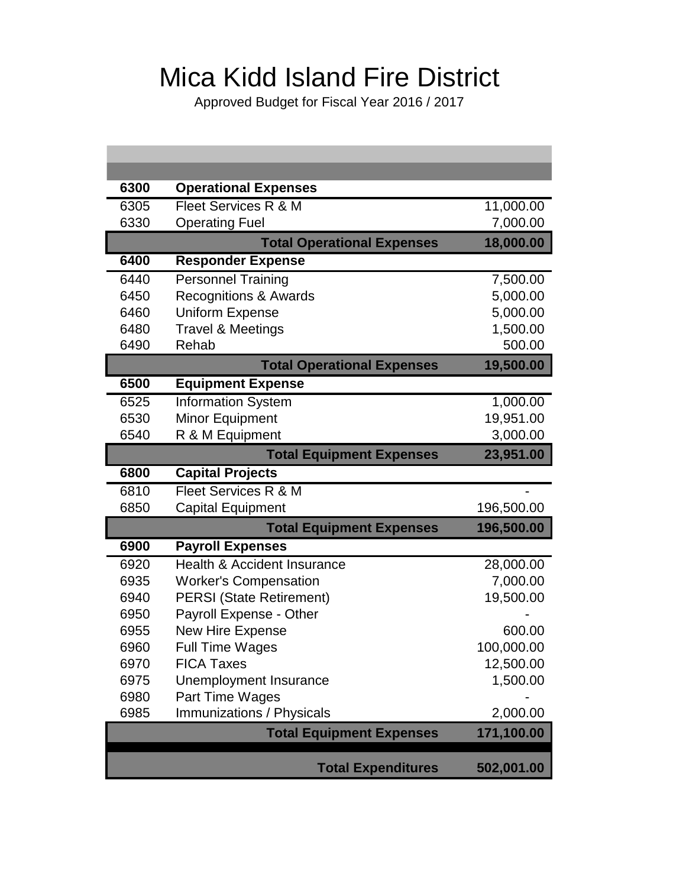# Mica Kidd Island Fire District

Approved Budget for Fiscal Year 2016 / 2017

| | | |
|---|---|---|
| **6300** | **Operational Expenses** | |
| 6305 | Fleet Services R & M | 11,000.00 |
| 6330 | Operating Fuel | 7,000.00 |
| | **Total Operational Expenses** | **18,000.00** |
| **6400** | **Responder Expense** | |
| 6440 | Personnel Training | 7,500.00 |
| 6450 | Recognitions & Awards | 5,000.00 |
| 6460 | Uniform Expense | 5,000.00 |
| 6480 | Travel & Meetings | 1,500.00 |
| 6490 | Rehab | 500.00 |
| | **Total Operational Expenses** | **19,500.00** |
| **6500** | **Equipment Expense** | |
| 6525 | Information System | 1,000.00 |
| 6530 | Minor Equipment | 19,951.00 |
| 6540 | R & M Equipment | 3,000.00 |
| | **Total Equipment Expenses** | **23,951.00** |
| **6800** | **Capital Projects** | |
| 6810 | Fleet Services R & M | - |
| 6850 | Capital Equipment | 196,500.00 |
| | **Total Equipment Expenses** | **196,500.00** |
| **6900** | **Payroll Expenses** | |
| 6920 | Health & Accident Insurance | 28,000.00 |
| 6935 | Worker's Compensation | 7,000.00 |
| 6940 | PERSI (State Retirement) | 19,500.00 |
| 6950 | Payroll Expense - Other | - |
| 6955 | New Hire Expense | 600.00 |
| 6960 | Full Time Wages | 100,000.00 |
| 6970 | FICA Taxes | 12,500.00 |
| 6975 | Unemployment Insurance | 1,500.00 |
| 6980 | Part Time Wages | - |
| 6985 | Immunizations / Physicals | 2,000.00 |
| | **Total Equipment Expenses** | **171,100.00** |
| | **Total Expenditures** | **502,001.00** |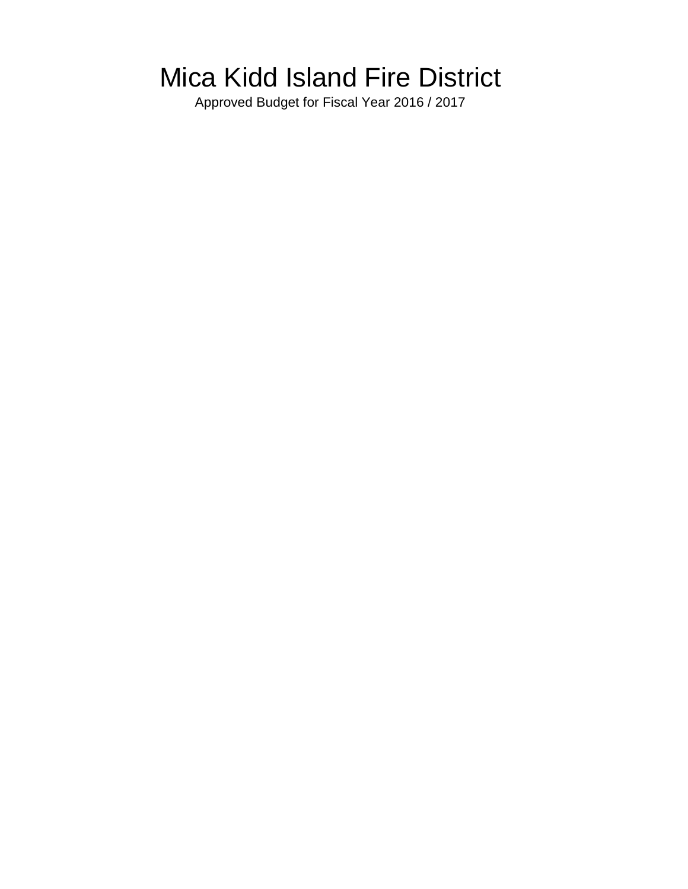# Mica Kidd Island Fire District

Approved Budget for Fiscal Year 2016 / 2017